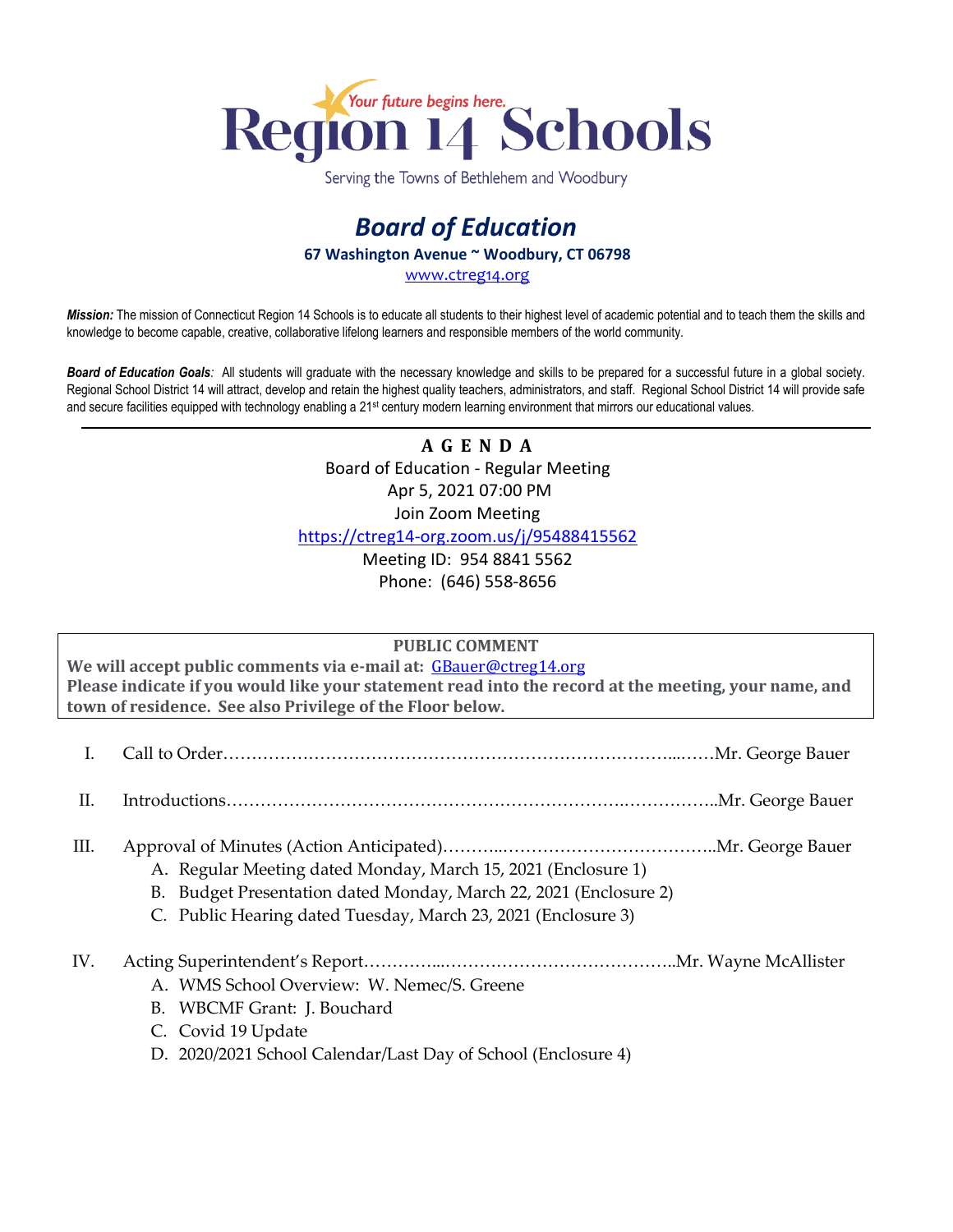# Region 14 Schools

*Your future begins here.*

Serving the Towns of Bethlehem and Woodbury

## *Board of Education*

**67 Washington Avenue ~ Woodbury, CT 06798**

www.ctreg14.org

***Mission:*** The mission of Connecticut Region 14 Schools is to educate all students to their highest level of academic potential and to teach them the skills and knowledge to become capable, creative, collaborative lifelong learners and responsible members of the world community.

***Board of Education Goals:*** All students will graduate with the necessary knowledge and skills to be prepared for a successful future in a global society. Regional School District 14 will attract, develop and retain the highest quality teachers, administrators, and staff. Regional School District 14 will provide safe and secure facilities equipped with technology enabling a 21st century modern learning environment that mirrors our educational values.

---

**A G E N D A**

Board of Education - Regular Meeting

Apr 5, 2021 07:00 PM

Join Zoom Meeting

https://ctreg14-org.zoom.us/j/95488415562

Meeting ID: 954 8841 5562

Phone: (646) 558-8656

**PUBLIC COMMENT**

**We will accept public comments via e-mail at: GBauer@ctreg14.org**
**Please indicate if you would like your statement read into the record at the meeting, your name, and town of residence. See also Privilege of the Floor below.**

I. Call to Order……………………………………………………………………..……Mr. George Bauer

II. Introductions……………………………………………………………….……………..Mr. George Bauer

III. Approval of Minutes (Action Anticipated)………..………………………………..Mr. George Bauer

   A. Regular Meeting dated Monday, March 15, 2021 (Enclosure 1)
   B. Budget Presentation dated Monday, March 22, 2021 (Enclosure 2)
   C. Public Hearing dated Tuesday, March 23, 2021 (Enclosure 3)

IV. Acting Superintendent's Report…………..…………………………………..Mr. Wayne McAllister

   A. WMS School Overview: W. Nemec/S. Greene
   B. WBCMF Grant: J. Bouchard
   C. Covid 19 Update
   D. 2020/2021 School Calendar/Last Day of School (Enclosure 4)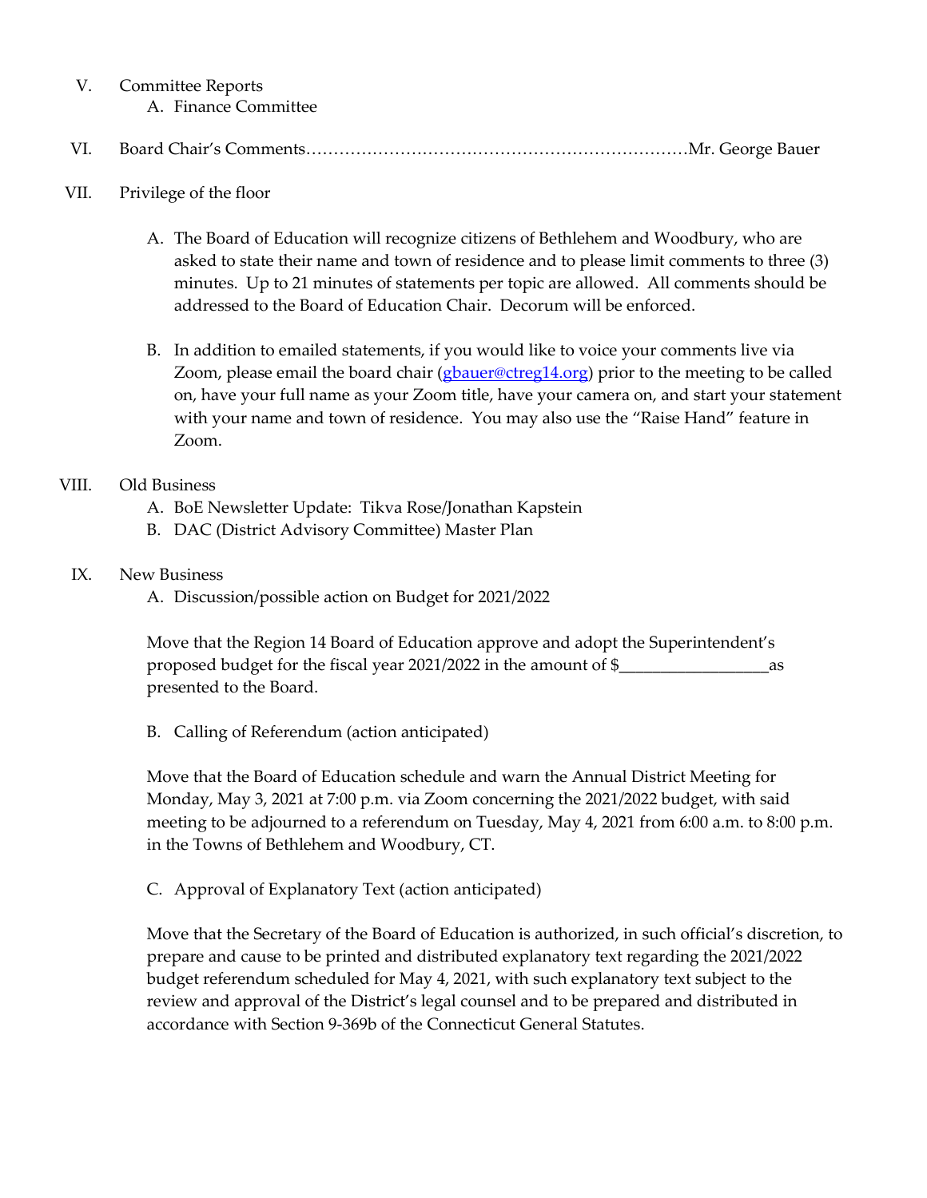V. Committee Reports
   A. Finance Committee

VI. Board Chair's Comments……………………………………………………………Mr. George Bauer

VII. Privilege of the floor

   A. The Board of Education will recognize citizens of Bethlehem and Woodbury, who are asked to state their name and town of residence and to please limit comments to three (3) minutes. Up to 21 minutes of statements per topic are allowed. All comments should be addressed to the Board of Education Chair. Decorum will be enforced.

   B. In addition to emailed statements, if you would like to voice your comments live via Zoom, please email the board chair (gbauer@ctreg14.org) prior to the meeting to be called on, have your full name as your Zoom title, have your camera on, and start your statement with your name and town of residence. You may also use the "Raise Hand" feature in Zoom.

VIII. Old Business
   A. BoE Newsletter Update: Tikva Rose/Jonathan Kapstein
   B. DAC (District Advisory Committee) Master Plan

IX. New Business
   A. Discussion/possible action on Budget for 2021/2022

   Move that the Region 14 Board of Education approve and adopt the Superintendent's proposed budget for the fiscal year 2021/2022 in the amount of $_________________as presented to the Board.

   B. Calling of Referendum (action anticipated)

   Move that the Board of Education schedule and warn the Annual District Meeting for Monday, May 3, 2021 at 7:00 p.m. via Zoom concerning the 2021/2022 budget, with said meeting to be adjourned to a referendum on Tuesday, May 4, 2021 from 6:00 a.m. to 8:00 p.m. in the Towns of Bethlehem and Woodbury, CT.

   C. Approval of Explanatory Text (action anticipated)

   Move that the Secretary of the Board of Education is authorized, in such official's discretion, to prepare and cause to be printed and distributed explanatory text regarding the 2021/2022 budget referendum scheduled for May 4, 2021, with such explanatory text subject to the review and approval of the District's legal counsel and to be prepared and distributed in accordance with Section 9-369b of the Connecticut General Statutes.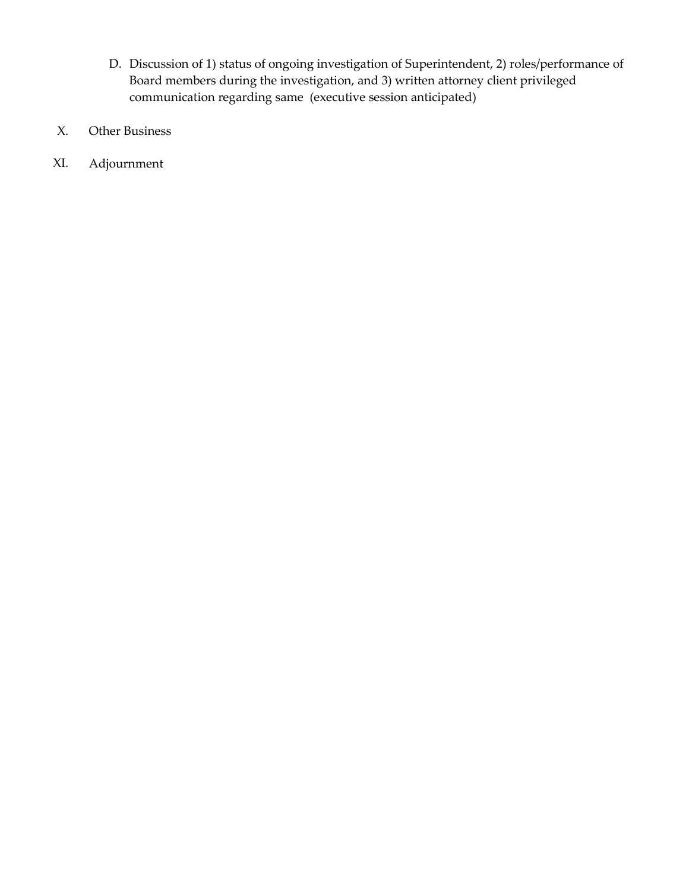D. Discussion of 1) status of ongoing investigation of Superintendent, 2) roles/performance of Board members during the investigation, and 3) written attorney client privileged communication regarding same (executive session anticipated)

X. Other Business

XI. Adjournment